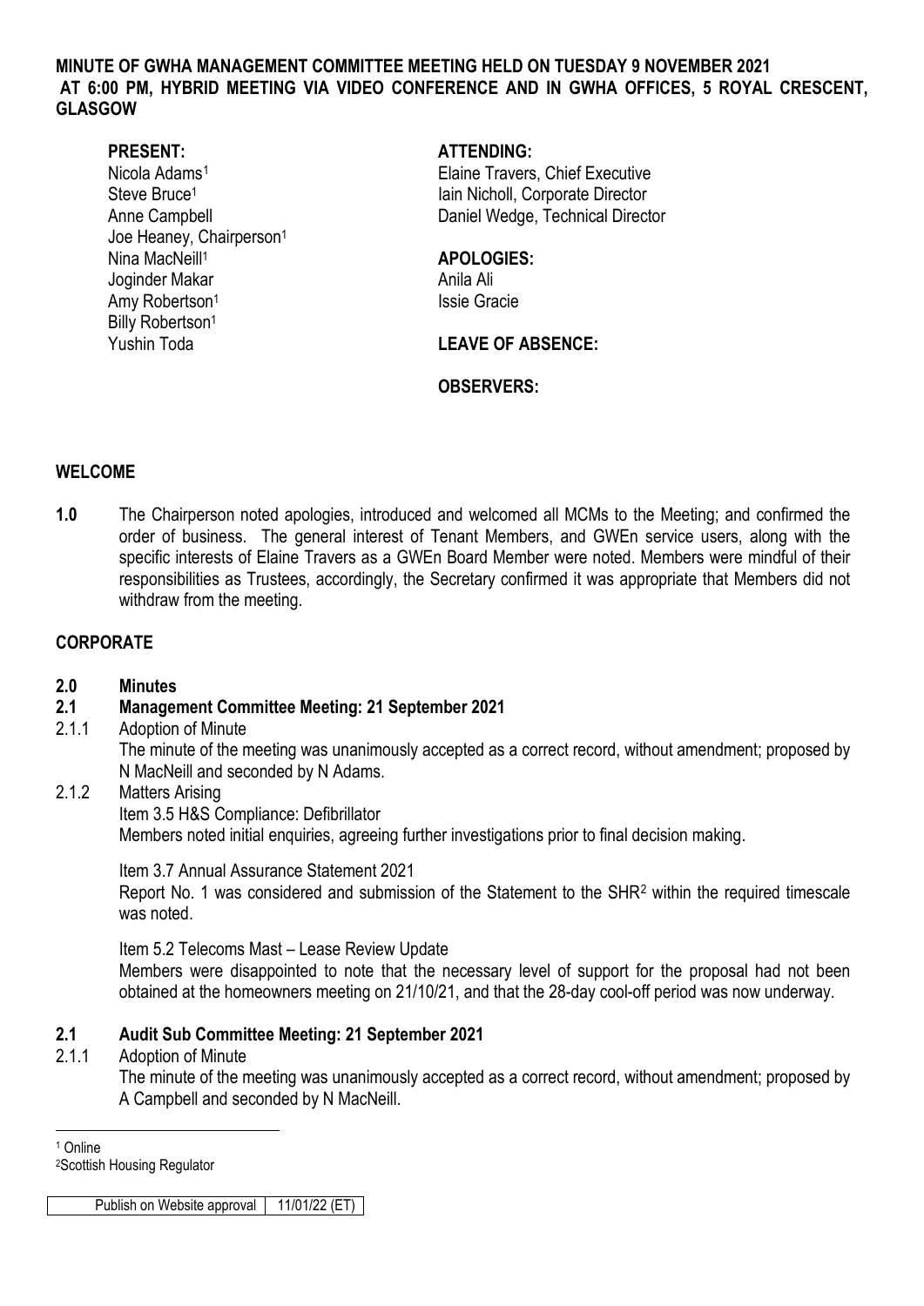**MINUTE OF GWHA MANAGEMENT COMMITTEE MEETING HELD ON TUESDAY 9 NOVEMBER 2021 AT 6:00 PM, HYBRID MEETING VIA VIDEO CONFERENCE AND IN GWHA OFFICES, 5 ROYAL CRESCENT, GLASGOW**

**PRESENT:**
Nicola Adams[1]
Steve Bruce[1]
Anne Campbell
Joe Heaney, Chairperson[1]
Nina MacNeill[1]
Joginder Makar
Amy Robertson[1]
Billy Robertson[1]
Yushin Toda

**ATTENDING:**
Elaine Travers, Chief Executive
Iain Nicholl, Corporate Director
Daniel Wedge, Technical Director

**APOLOGIES:**
Anila Ali
Issie Gracie

**LEAVE OF ABSENCE:**

**OBSERVERS:**

## WELCOME

**1.0** The Chairperson noted apologies, introduced and welcomed all MCMs to the Meeting; and confirmed the order of business. The general interest of Tenant Members, and GWEn service users, along with the specific interests of Elaine Travers as a GWEn Board Member were noted. Members were mindful of their responsibilities as Trustees, accordingly, the Secretary confirmed it was appropriate that Members did not withdraw from the meeting.

## CORPORATE

**2.0 Minutes**

**2.1 Management Committee Meeting: 21 September 2021**

2.1.1 Adoption of Minute
The minute of the meeting was unanimously accepted as a correct record, without amendment; proposed by N MacNeill and seconded by N Adams.

2.1.2 Matters Arising
Item 3.5 H&S Compliance: Defibrillator
Members noted initial enquiries, agreeing further investigations prior to final decision making.

Item 3.7 Annual Assurance Statement 2021
Report No. 1 was considered and submission of the Statement to the SHR[2] within the required timescale was noted.

Item 5.2 Telecoms Mast – Lease Review Update
Members were disappointed to note that the necessary level of support for the proposal had not been obtained at the homeowners meeting on 21/10/21, and that the 28-day cool-off period was now underway.

**2.1 Audit Sub Committee Meeting: 21 September 2021**

2.1.1 Adoption of Minute
The minute of the meeting was unanimously accepted as a correct record, without amendment; proposed by A Campbell and seconded by N MacNeill.

---

[1] Online
[2] Scottish Housing Regulator

| Publish on Website approval | 11/01/22 (ET) |
|---|---|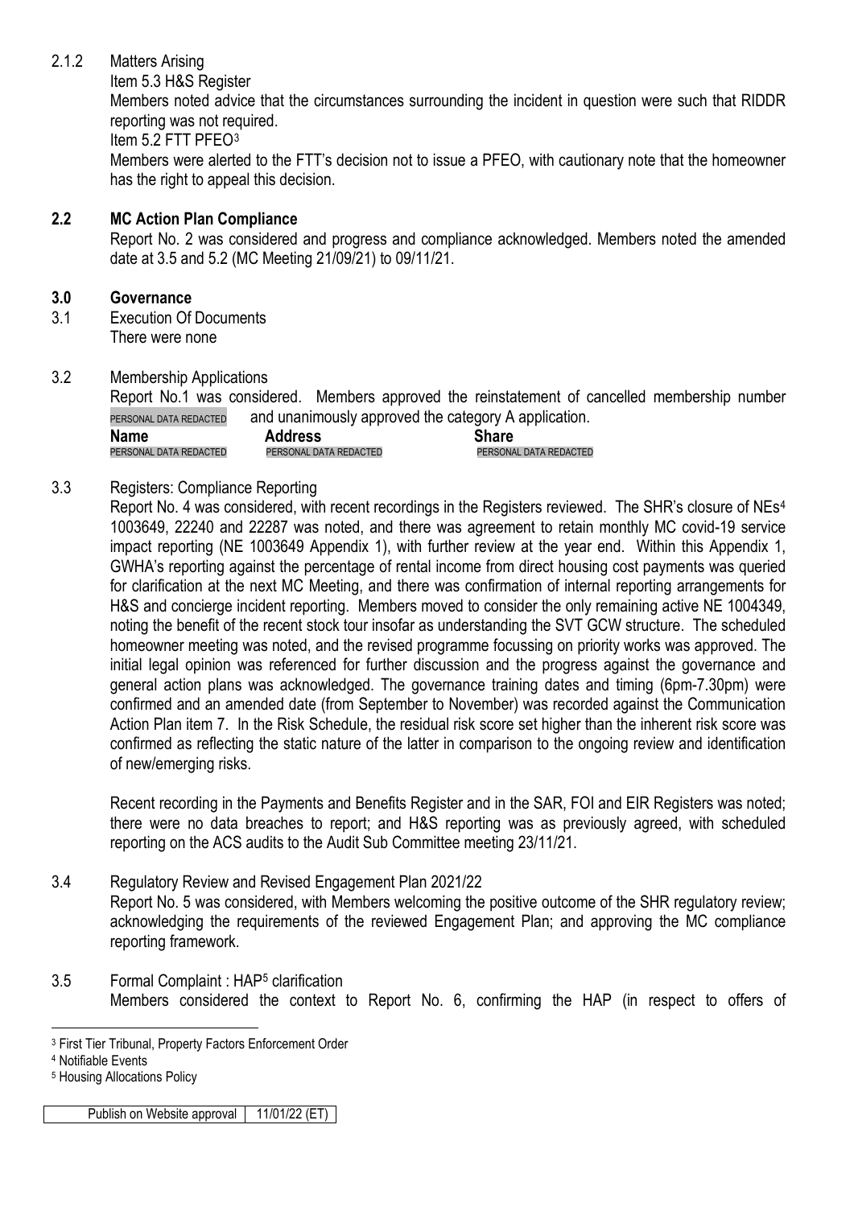2.1.2 Matters Arising

Item 5.3 H&S Register

Members noted advice that the circumstances surrounding the incident in question were such that RIDDR reporting was not required.

Item 5.2 FTT PFEO[3]

Members were alerted to the FTT's decision not to issue a PFEO, with cautionary note that the homeowner has the right to appeal this decision.

## 2.2 MC Action Plan Compliance

Report No. 2 was considered and progress and compliance acknowledged. Members noted the amended date at 3.5 and 5.2 (MC Meeting 21/09/21) to 09/11/21.

## 3.0 Governance

3.1 Execution Of Documents

There were none

3.2 Membership Applications

Report No.1 was considered. Members approved the reinstatement of cancelled membership number PERSONAL DATA REDACTED and unanimously approved the category A application.

| Name | Address | Share |
|---|---|---|
| PERSONAL DATA REDACTED | PERSONAL DATA REDACTED | PERSONAL DATA REDACTED |

3.3 Registers: Compliance Reporting

Report No. 4 was considered, with recent recordings in the Registers reviewed. The SHR's closure of NEs[4] 1003649, 22240 and 22287 was noted, and there was agreement to retain monthly MC covid-19 service impact reporting (NE 1003649 Appendix 1), with further review at the year end. Within this Appendix 1, GWHA's reporting against the percentage of rental income from direct housing cost payments was queried for clarification at the next MC Meeting, and there was confirmation of internal reporting arrangements for H&S and concierge incident reporting. Members moved to consider the only remaining active NE 1004349, noting the benefit of the recent stock tour insofar as understanding the SVT GCW structure. The scheduled homeowner meeting was noted, and the revised programme focussing on priority works was approved. The initial legal opinion was referenced for further discussion and the progress against the governance and general action plans was acknowledged. The governance training dates and timing (6pm-7.30pm) were confirmed and an amended date (from September to November) was recorded against the Communication Action Plan item 7. In the Risk Schedule, the residual risk score set higher than the inherent risk score was confirmed as reflecting the static nature of the latter in comparison to the ongoing review and identification of new/emerging risks.

Recent recording in the Payments and Benefits Register and in the SAR, FOI and EIR Registers was noted; there were no data breaches to report; and H&S reporting was as previously agreed, with scheduled reporting on the ACS audits to the Audit Sub Committee meeting 23/11/21.

3.4 Regulatory Review and Revised Engagement Plan 2021/22

Report No. 5 was considered, with Members welcoming the positive outcome of the SHR regulatory review; acknowledging the requirements of the reviewed Engagement Plan; and approving the MC compliance reporting framework.

3.5 Formal Complaint : HAP[5] clarification

Members considered the context to Report No. 6, confirming the HAP (in respect to offers of

[3] First Tier Tribunal, Property Factors Enforcement Order

[4] Notifiable Events

[5] Housing Allocations Policy

| Publish on Website approval | 11/01/22 (ET) |
|---|---|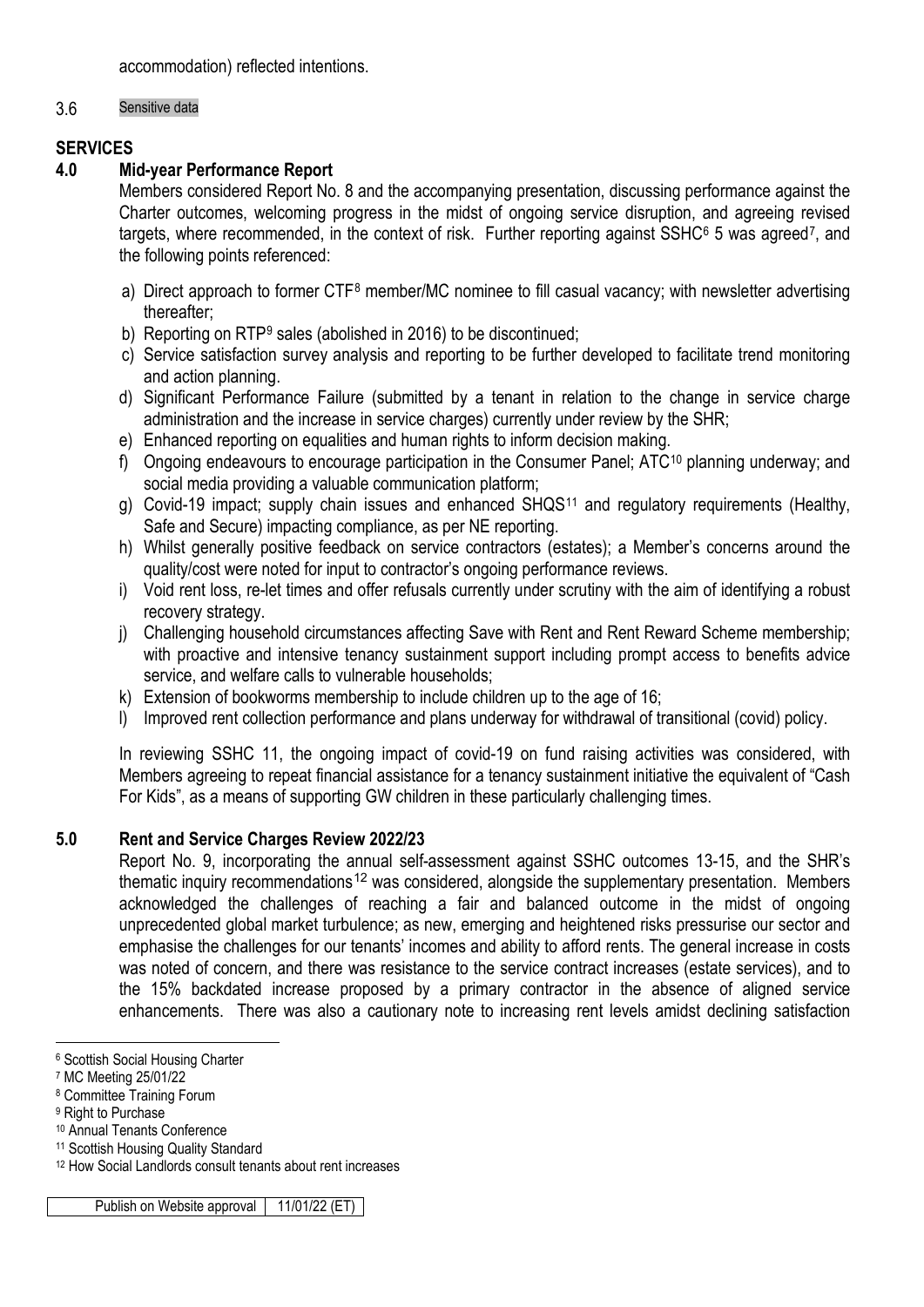accommodation) reflected intentions.

3.6 Sensitive data

**SERVICES**

## 4.0 Mid-year Performance Report

Members considered Report No. 8 and the accompanying presentation, discussing performance against the Charter outcomes, welcoming progress in the midst of ongoing service disruption, and agreeing revised targets, where recommended, in the context of risk. Further reporting against SSHC[6] 5 was agreed[7], and the following points referenced:

a) Direct approach to former CTF[8] member/MC nominee to fill casual vacancy; with newsletter advertising thereafter;
b) Reporting on RTP[9] sales (abolished in 2016) to be discontinued;
c) Service satisfaction survey analysis and reporting to be further developed to facilitate trend monitoring and action planning.
d) Significant Performance Failure (submitted by a tenant in relation to the change in service charge administration and the increase in service charges) currently under review by the SHR;
e) Enhanced reporting on equalities and human rights to inform decision making.
f) Ongoing endeavours to encourage participation in the Consumer Panel; ATC[10] planning underway; and social media providing a valuable communication platform;
g) Covid-19 impact; supply chain issues and enhanced SHQS[11] and regulatory requirements (Healthy, Safe and Secure) impacting compliance, as per NE reporting.
h) Whilst generally positive feedback on service contractors (estates); a Member's concerns around the quality/cost were noted for input to contractor's ongoing performance reviews.
i) Void rent loss, re-let times and offer refusals currently under scrutiny with the aim of identifying a robust recovery strategy.
j) Challenging household circumstances affecting Save with Rent and Rent Reward Scheme membership; with proactive and intensive tenancy sustainment support including prompt access to benefits advice service, and welfare calls to vulnerable households;
k) Extension of bookworms membership to include children up to the age of 16;
l) Improved rent collection performance and plans underway for withdrawal of transitional (covid) policy.

In reviewing SSHC 11, the ongoing impact of covid-19 on fund raising activities was considered, with Members agreeing to repeat financial assistance for a tenancy sustainment initiative the equivalent of "Cash For Kids", as a means of supporting GW children in these particularly challenging times.

## 5.0 Rent and Service Charges Review 2022/23

Report No. 9, incorporating the annual self-assessment against SSHC outcomes 13-15, and the SHR's thematic inquiry recommendations[12] was considered, alongside the supplementary presentation. Members acknowledged the challenges of reaching a fair and balanced outcome in the midst of ongoing unprecedented global market turbulence; as new, emerging and heightened risks pressurise our sector and emphasise the challenges for our tenants' incomes and ability to afford rents. The general increase in costs was noted of concern, and there was resistance to the service contract increases (estate services), and to the 15% backdated increase proposed by a primary contractor in the absence of aligned service enhancements. There was also a cautionary note to increasing rent levels amidst declining satisfaction

---

[6] Scottish Social Housing Charter
[7] MC Meeting 25/01/22
[8] Committee Training Forum
[9] Right to Purchase
[10] Annual Tenants Conference
[11] Scottish Housing Quality Standard
[12] How Social Landlords consult tenants about rent increases

| Publish on Website approval | 11/01/22 (ET) |
|---|---|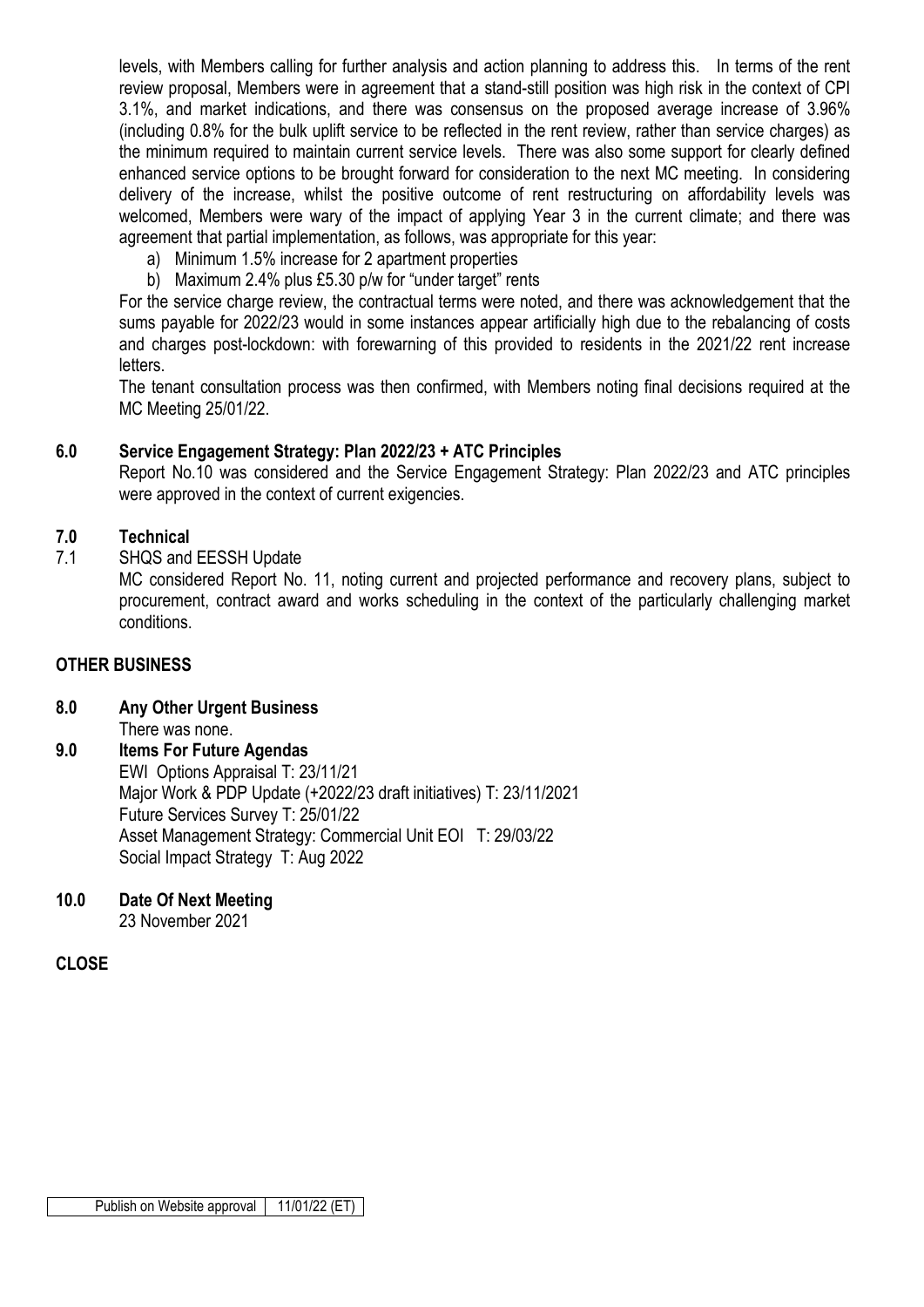levels, with Members calling for further analysis and action planning to address this. In terms of the rent review proposal, Members were in agreement that a stand-still position was high risk in the context of CPI 3.1%, and market indications, and there was consensus on the proposed average increase of 3.96% (including 0.8% for the bulk uplift service to be reflected in the rent review, rather than service charges) as the minimum required to maintain current service levels. There was also some support for clearly defined enhanced service options to be brought forward for consideration to the next MC meeting. In considering delivery of the increase, whilst the positive outcome of rent restructuring on affordability levels was welcomed, Members were wary of the impact of applying Year 3 in the current climate; and there was agreement that partial implementation, as follows, was appropriate for this year:

a) Minimum 1.5% increase for 2 apartment properties
b) Maximum 2.4% plus £5.30 p/w for "under target" rents

For the service charge review, the contractual terms were noted, and there was acknowledgement that the sums payable for 2022/23 would in some instances appear artificially high due to the rebalancing of costs and charges post-lockdown: with forewarning of this provided to residents in the 2021/22 rent increase letters.

The tenant consultation process was then confirmed, with Members noting final decisions required at the MC Meeting 25/01/22.

## 6.0 Service Engagement Strategy: Plan 2022/23 + ATC Principles

Report No.10 was considered and the Service Engagement Strategy: Plan 2022/23 and ATC principles were approved in the context of current exigencies.

## 7.0 Technical

### 7.1 SHQS and EESSH Update

MC considered Report No. 11, noting current and projected performance and recovery plans, subject to procurement, contract award and works scheduling in the context of the particularly challenging market conditions.

## OTHER BUSINESS

## 8.0 Any Other Urgent Business

There was none.

## 9.0 Items For Future Agendas

EWI Options Appraisal T: 23/11/21
Major Work & PDP Update (+2022/23 draft initiatives) T: 23/11/2021
Future Services Survey T: 25/01/22
Asset Management Strategy: Commercial Unit EOI T: 29/03/22
Social Impact Strategy T: Aug 2022

## 10.0 Date Of Next Meeting

23 November 2021

**CLOSE**

| | |
|---|---|
| Publish on Website approval | 11/01/22 (ET) |